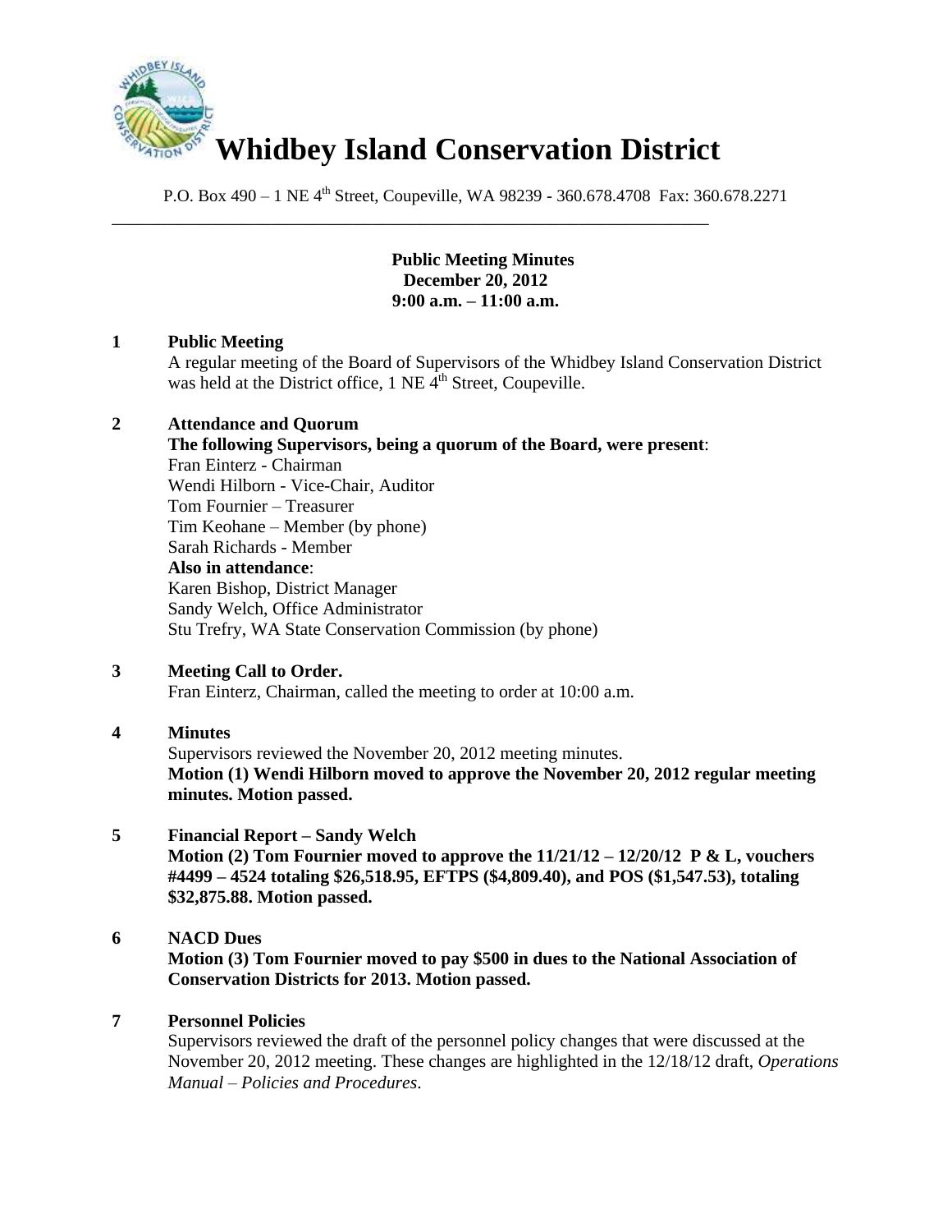# Whidbey Island Conservation District

P.O. Box 490 – 1 NE 4th Street, Coupeville, WA 98239 - 360.678.4708 Fax: 360.678.2271

**Public Meeting Minutes**
**December 20, 2012**
**9:00 a.m. – 11:00 a.m.**

**1 Public Meeting**

A regular meeting of the Board of Supervisors of the Whidbey Island Conservation District was held at the District office, 1 NE 4th Street, Coupeville.

**2 Attendance and Quorum**

**The following Supervisors, being a quorum of the Board, were present**:
Fran Einterz - Chairman
Wendi Hilborn - Vice-Chair, Auditor
Tom Fournier – Treasurer
Tim Keohane – Member (by phone)
Sarah Richards - Member

**Also in attendance**:
Karen Bishop, District Manager
Sandy Welch, Office Administrator
Stu Trefry, WA State Conservation Commission (by phone)

**3 Meeting Call to Order.**

Fran Einterz, Chairman, called the meeting to order at 10:00 a.m.

**4 Minutes**

Supervisors reviewed the November 20, 2012 meeting minutes.
**Motion (1) Wendi Hilborn moved to approve the November 20, 2012 regular meeting minutes. Motion passed.**

**5 Financial Report – Sandy Welch**

**Motion (2) Tom Fournier moved to approve the 11/21/12 – 12/20/12 P & L, vouchers #4499 – 4524 totaling $26,518.95, EFTPS ($4,809.40), and POS ($1,547.53), totaling $32,875.88. Motion passed.**

**6 NACD Dues**

**Motion (3) Tom Fournier moved to pay $500 in dues to the National Association of Conservation Districts for 2013. Motion passed.**

**7 Personnel Policies**

Supervisors reviewed the draft of the personnel policy changes that were discussed at the November 20, 2012 meeting. These changes are highlighted in the 12/18/12 draft, *Operations Manual – Policies and Procedures*.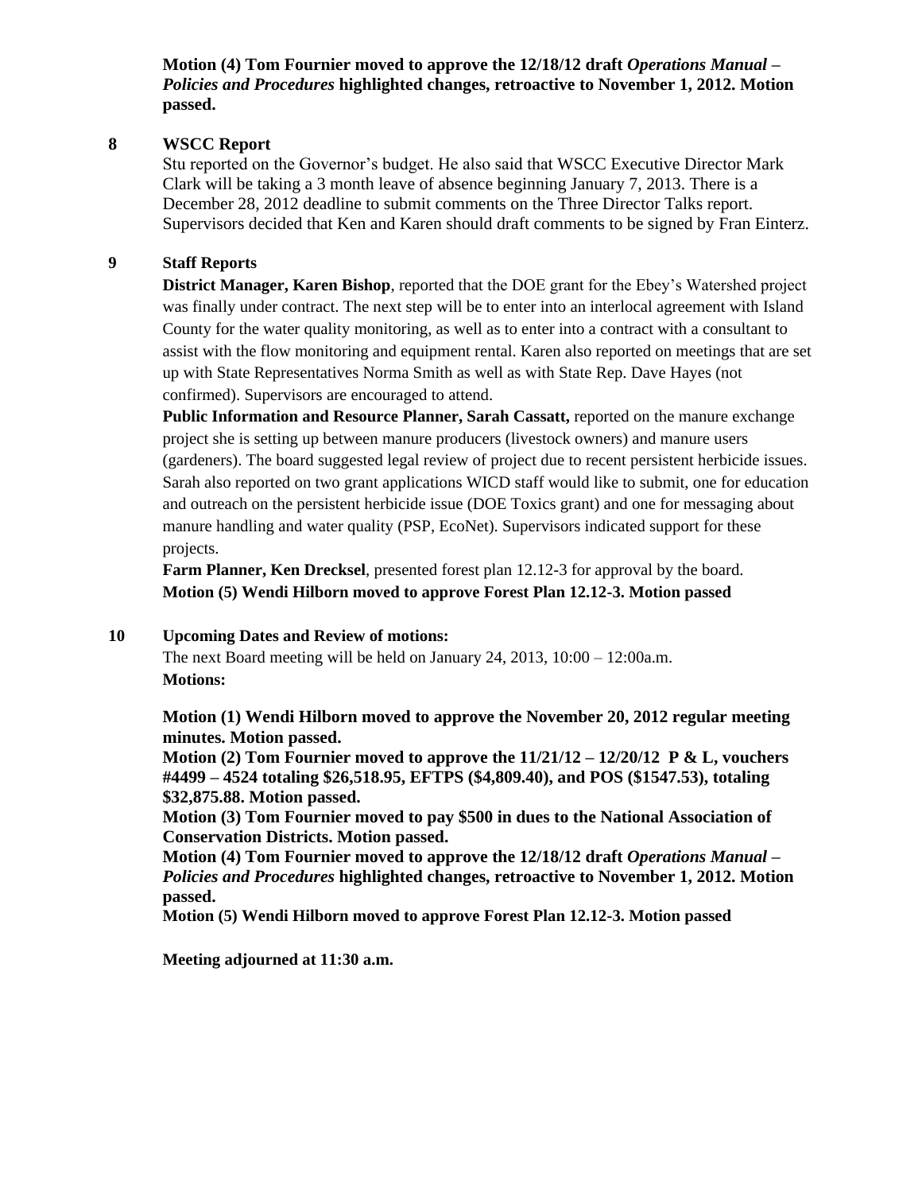**Motion (4) Tom Fournier moved to approve the 12/18/12 draft *Operations Manual – Policies and Procedures* highlighted changes, retroactive to November 1, 2012. Motion passed.**

**8 WSCC Report**

Stu reported on the Governor's budget. He also said that WSCC Executive Director Mark Clark will be taking a 3 month leave of absence beginning January 7, 2013. There is a December 28, 2012 deadline to submit comments on the Three Director Talks report. Supervisors decided that Ken and Karen should draft comments to be signed by Fran Einterz.

**9 Staff Reports**

**District Manager, Karen Bishop**, reported that the DOE grant for the Ebey's Watershed project was finally under contract. The next step will be to enter into an interlocal agreement with Island County for the water quality monitoring, as well as to enter into a contract with a consultant to assist with the flow monitoring and equipment rental. Karen also reported on meetings that are set up with State Representatives Norma Smith as well as with State Rep. Dave Hayes (not confirmed). Supervisors are encouraged to attend.

**Public Information and Resource Planner, Sarah Cassatt,** reported on the manure exchange project she is setting up between manure producers (livestock owners) and manure users (gardeners). The board suggested legal review of project due to recent persistent herbicide issues. Sarah also reported on two grant applications WICD staff would like to submit, one for education and outreach on the persistent herbicide issue (DOE Toxics grant) and one for messaging about manure handling and water quality (PSP, EcoNet). Supervisors indicated support for these projects.

**Farm Planner, Ken Drecksel**, presented forest plan 12.12-3 for approval by the board.

**Motion (5) Wendi Hilborn moved to approve Forest Plan 12.12-3. Motion passed**

**10 Upcoming Dates and Review of motions:**

The next Board meeting will be held on January 24, 2013, 10:00 – 12:00a.m.

**Motions:**

**Motion (1) Wendi Hilborn moved to approve the November 20, 2012 regular meeting minutes. Motion passed.**

**Motion (2) Tom Fournier moved to approve the 11/21/12 – 12/20/12 P & L, vouchers #4499 – 4524 totaling $26,518.95, EFTPS ($4,809.40), and POS ($1547.53), totaling $32,875.88. Motion passed.**

**Motion (3) Tom Fournier moved to pay $500 in dues to the National Association of Conservation Districts. Motion passed.**

**Motion (4) Tom Fournier moved to approve the 12/18/12 draft *Operations Manual – Policies and Procedures* highlighted changes, retroactive to November 1, 2012. Motion passed.**

**Motion (5) Wendi Hilborn moved to approve Forest Plan 12.12-3. Motion passed**

**Meeting adjourned at 11:30 a.m.**